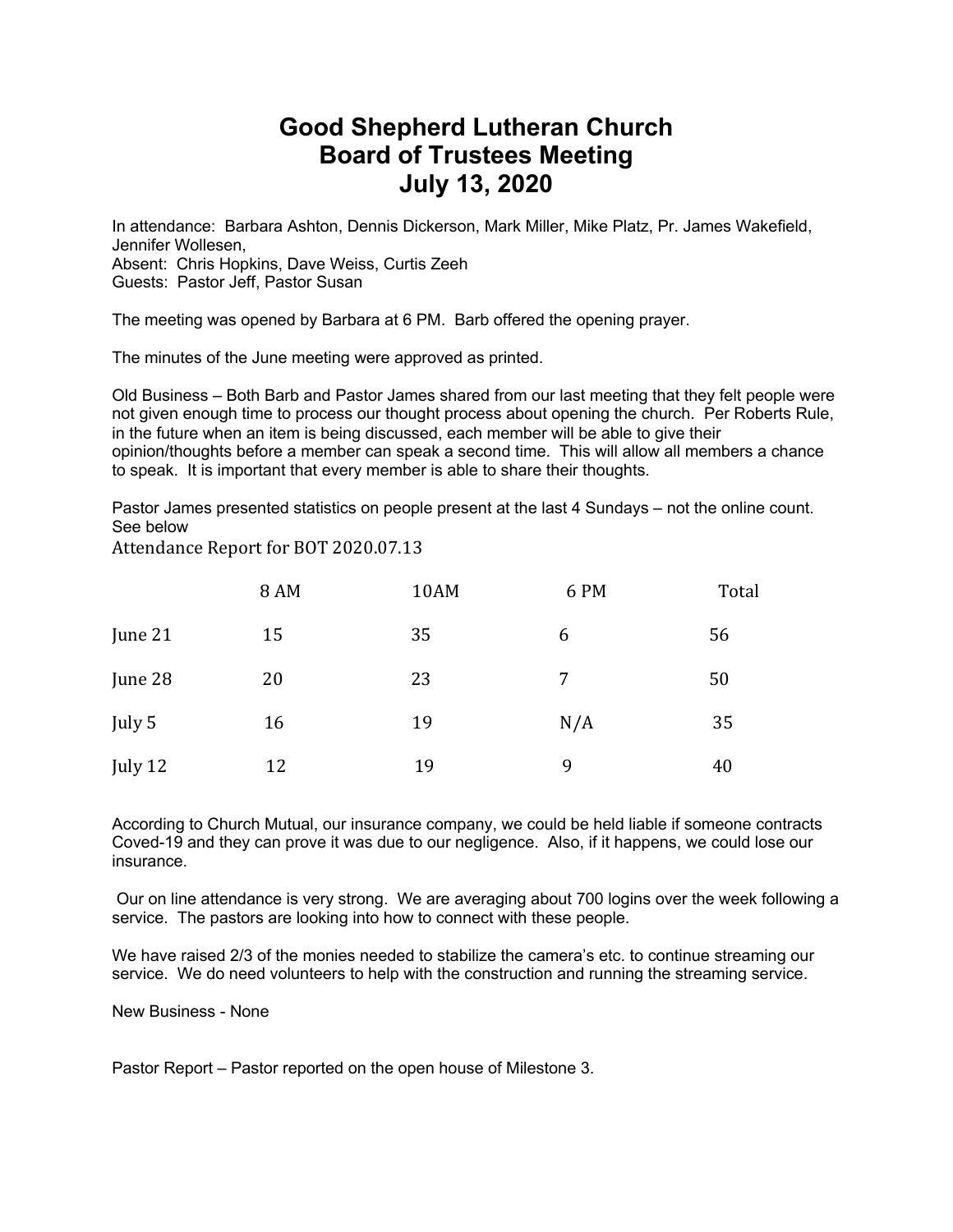# Good Shepherd Lutheran Church
# Board of Trustees Meeting
# July 13, 2020

In attendance: Barbara Ashton, Dennis Dickerson, Mark Miller, Mike Platz, Pr. James Wakefield, Jennifer Wollesen,
Absent: Chris Hopkins, Dave Weiss, Curtis Zeeh
Guests: Pastor Jeff, Pastor Susan

The meeting was opened by Barbara at 6 PM. Barb offered the opening prayer.

The minutes of the June meeting were approved as printed.

Old Business – Both Barb and Pastor James shared from our last meeting that they felt people were not given enough time to process our thought process about opening the church. Per Roberts Rule, in the future when an item is being discussed, each member will be able to give their opinion/thoughts before a member can speak a second time. This will allow all members a chance to speak. It is important that every member is able to share their thoughts.

Pastor James presented statistics on people present at the last 4 Sundays – not the online count. See below

Attendance Report for BOT 2020.07.13

| | 8 AM | 10AM | 6 PM | Total |
|---|---|---|---|---|
| June 21 | 15 | 35 | 6 | 56 |
| June 28 | 20 | 23 | 7 | 50 |
| July 5 | 16 | 19 | N/A | 35 |
| July 12 | 12 | 19 | 9 | 40 |

According to Church Mutual, our insurance company, we could be held liable if someone contracts Coved-19 and they can prove it was due to our negligence. Also, if it happens, we could lose our insurance.

Our on line attendance is very strong. We are averaging about 700 logins over the week following a service. The pastors are looking into how to connect with these people.

We have raised 2/3 of the monies needed to stabilize the camera's etc. to continue streaming our service. We do need volunteers to help with the construction and running the streaming service.

New Business - None

Pastor Report – Pastor reported on the open house of Milestone 3.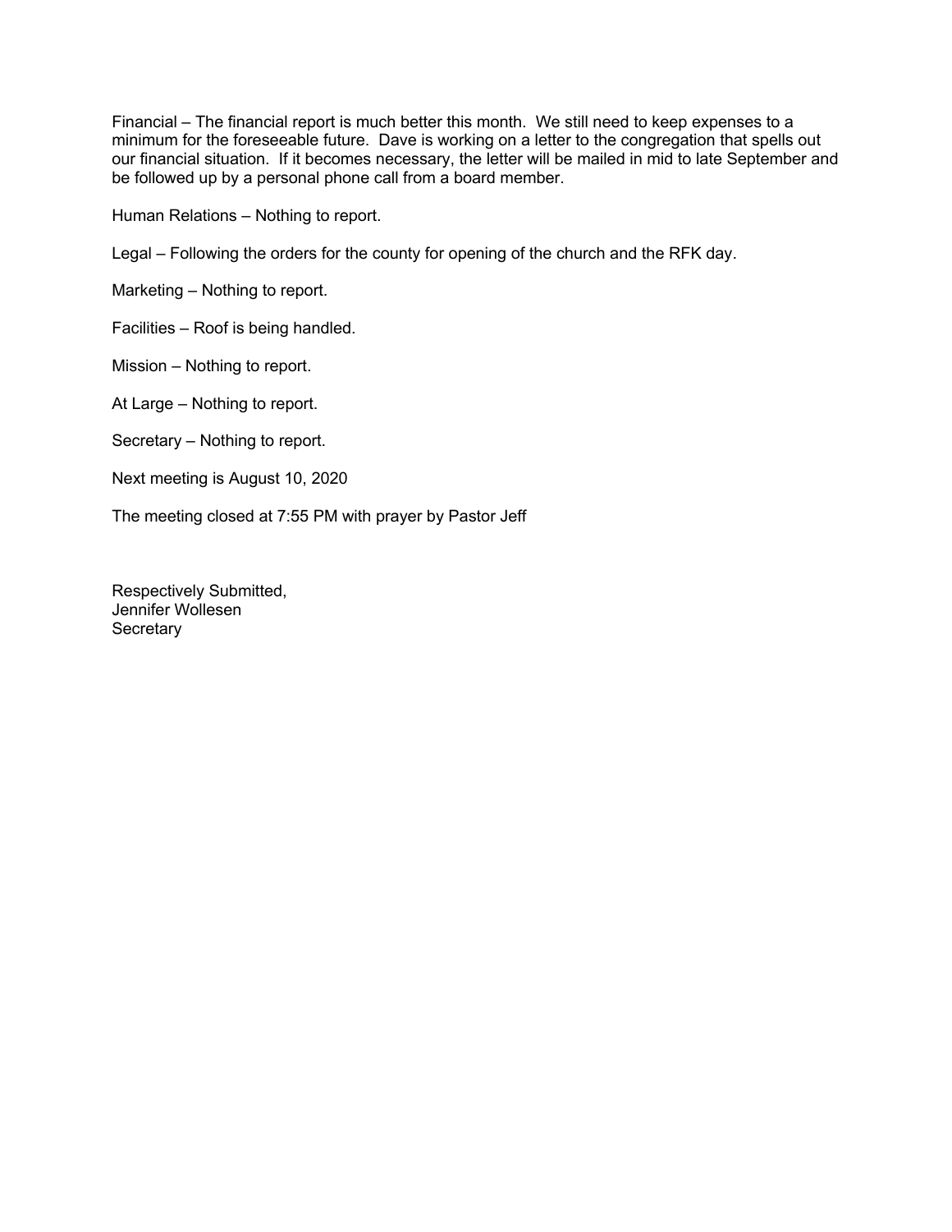Financial – The financial report is much better this month. We still need to keep expenses to a minimum for the foreseeable future. Dave is working on a letter to the congregation that spells out our financial situation. If it becomes necessary, the letter will be mailed in mid to late September and be followed up by a personal phone call from a board member.

Human Relations – Nothing to report.

Legal – Following the orders for the county for opening of the church and the RFK day.

Marketing – Nothing to report.

Facilities – Roof is being handled.

Mission – Nothing to report.

At Large – Nothing to report.

Secretary – Nothing to report.

Next meeting is August 10, 2020

The meeting closed at 7:55 PM with prayer by Pastor Jeff

Respectively Submitted,
Jennifer Wollesen
Secretary